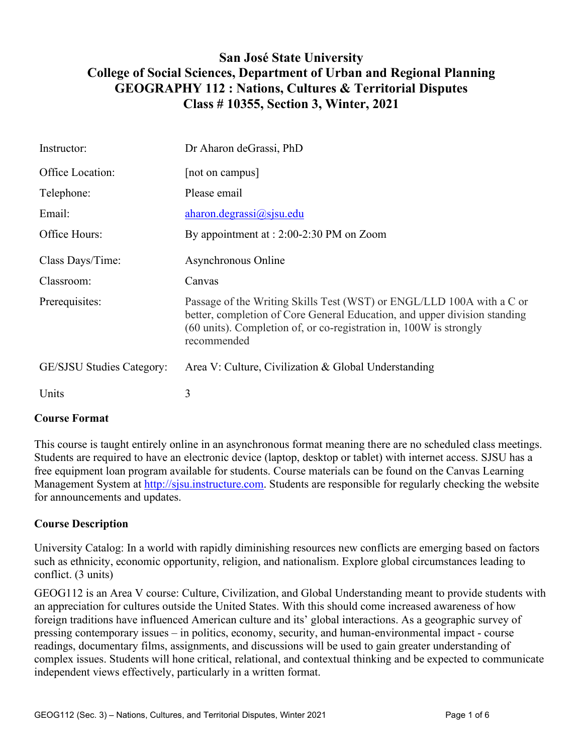# San José State University
## College of Social Sciences, Department of Urban and Regional Planning
## GEOGRAPHY 112 : Nations, Cultures & Territorial Disputes
## Class # 10355, Section 3, Winter, 2021

| | |
|---|---|
| Instructor: | Dr Aharon deGrassi, PhD |
| Office Location: | [not on campus] |
| Telephone: | Please email |
| Email: | aharon.degrassi@sjsu.edu |
| Office Hours: | By appointment at : 2:00-2:30 PM on Zoom |
| Class Days/Time: | Asynchronous Online |
| Classroom: | Canvas |
| Prerequisites: | Passage of the Writing Skills Test (WST) or ENGL/LLD 100A with a C or better, completion of Core General Education, and upper division standing (60 units). Completion of, or co-registration in, 100W is strongly recommended |
| GE/SJSU Studies Category: | Area V: Culture, Civilization & Global Understanding |
| Units | 3 |

### Course Format

This course is taught entirely online in an asynchronous format meaning there are no scheduled class meetings. Students are required to have an electronic device (laptop, desktop or tablet) with internet access. SJSU has a free equipment loan program available for students. Course materials can be found on the Canvas Learning Management System at http://sjsu.instructure.com. Students are responsible for regularly checking the website for announcements and updates.

### Course Description

University Catalog: In a world with rapidly diminishing resources new conflicts are emerging based on factors such as ethnicity, economic opportunity, religion, and nationalism. Explore global circumstances leading to conflict. (3 units)

GEOG112 is an Area V course: Culture, Civilization, and Global Understanding meant to provide students with an appreciation for cultures outside the United States. With this should come increased awareness of how foreign traditions have influenced American culture and its' global interactions. As a geographic survey of pressing contemporary issues – in politics, economy, security, and human-environmental impact - course readings, documentary films, assignments, and discussions will be used to gain greater understanding of complex issues. Students will hone critical, relational, and contextual thinking and be expected to communicate independent views effectively, particularly in a written format.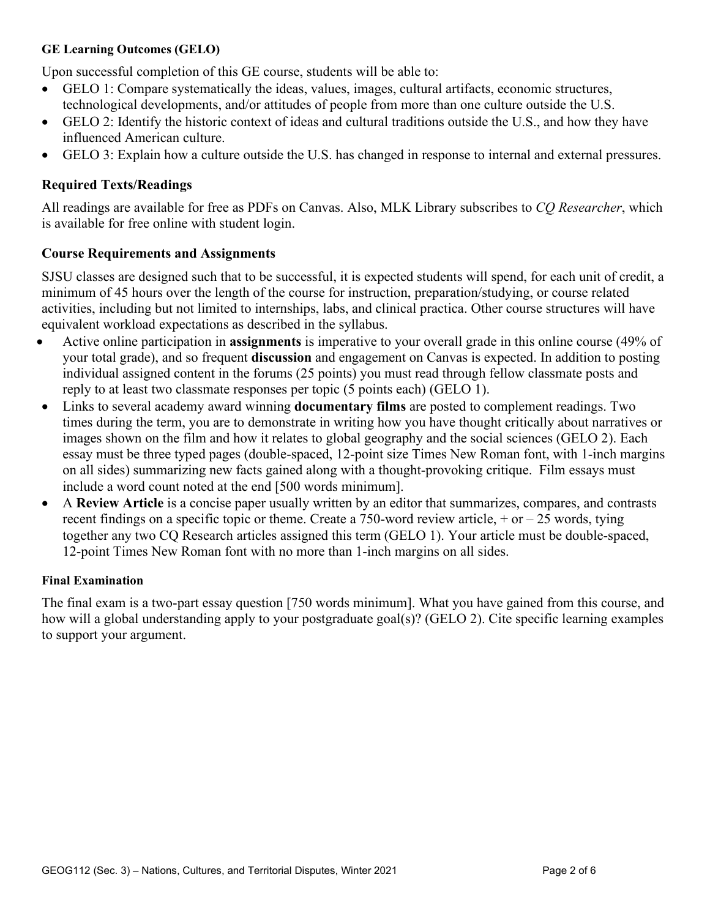### GE Learning Outcomes (GELO)

Upon successful completion of this GE course, students will be able to:

- GELO 1: Compare systematically the ideas, values, images, cultural artifacts, economic structures, technological developments, and/or attitudes of people from more than one culture outside the U.S.
- GELO 2: Identify the historic context of ideas and cultural traditions outside the U.S., and how they have influenced American culture.
- GELO 3: Explain how a culture outside the U.S. has changed in response to internal and external pressures.

## Required Texts/Readings

All readings are available for free as PDFs on Canvas. Also, MLK Library subscribes to *CQ Researcher*, which is available for free online with student login.

## Course Requirements and Assignments

SJSU classes are designed such that to be successful, it is expected students will spend, for each unit of credit, a minimum of 45 hours over the length of the course for instruction, preparation/studying, or course related activities, including but not limited to internships, labs, and clinical practica. Other course structures will have equivalent workload expectations as described in the syllabus.

- Active online participation in **assignments** is imperative to your overall grade in this online course (49% of your total grade), and so frequent **discussion** and engagement on Canvas is expected. In addition to posting individual assigned content in the forums (25 points) you must read through fellow classmate posts and reply to at least two classmate responses per topic (5 points each) (GELO 1).
- Links to several academy award winning **documentary films** are posted to complement readings. Two times during the term, you are to demonstrate in writing how you have thought critically about narratives or images shown on the film and how it relates to global geography and the social sciences (GELO 2). Each essay must be three typed pages (double-spaced, 12-point size Times New Roman font, with 1-inch margins on all sides) summarizing new facts gained along with a thought-provoking critique. Film essays must include a word count noted at the end [500 words minimum].
- A **Review Article** is a concise paper usually written by an editor that summarizes, compares, and contrasts recent findings on a specific topic or theme. Create a 750-word review article, + or – 25 words, tying together any two CQ Research articles assigned this term (GELO 1). Your article must be double-spaced, 12-point Times New Roman font with no more than 1-inch margins on all sides.

### Final Examination

The final exam is a two-part essay question [750 words minimum]. What you have gained from this course, and how will a global understanding apply to your postgraduate goal(s)? (GELO 2). Cite specific learning examples to support your argument.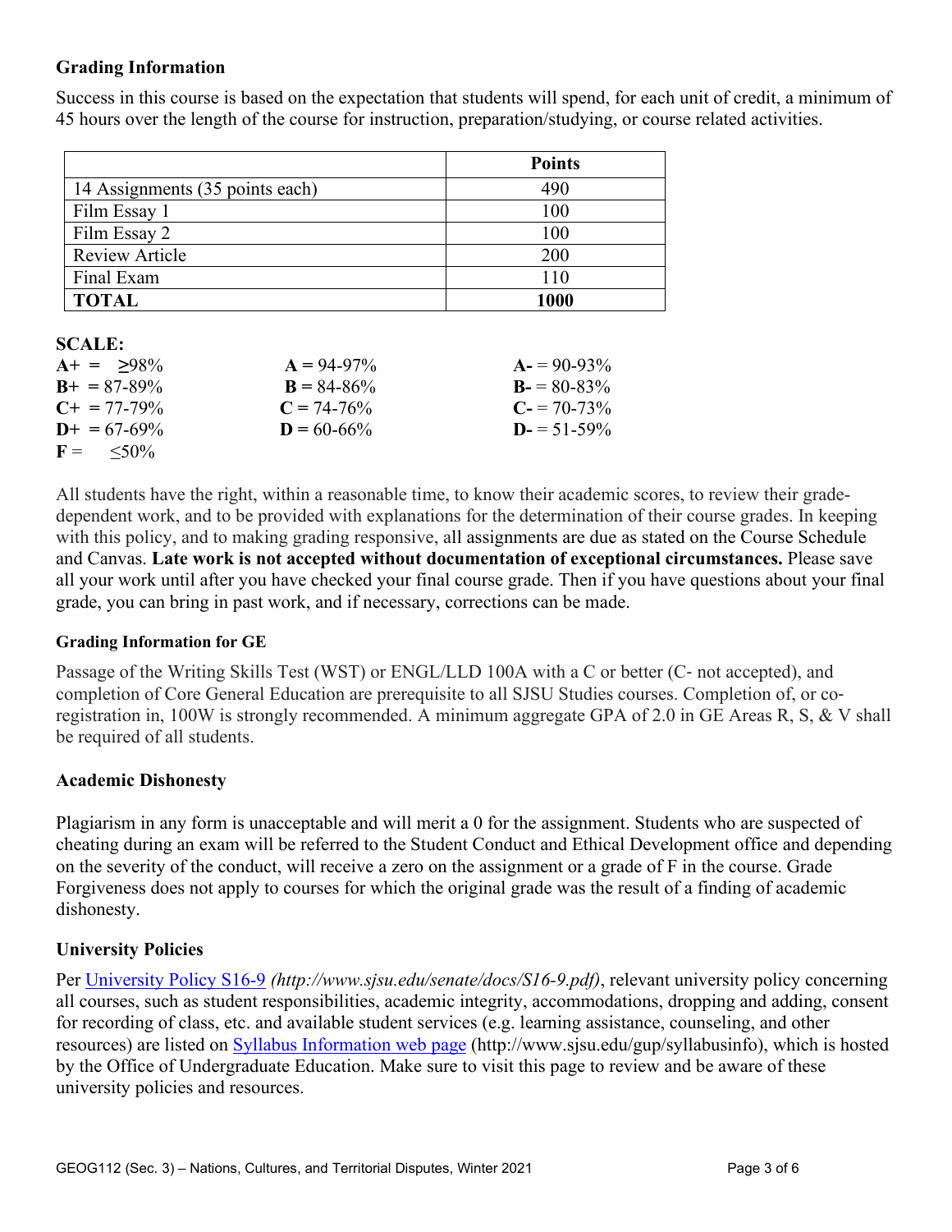### Grading Information

Success in this course is based on the expectation that students will spend, for each unit of credit, a minimum of 45 hours over the length of the course for instruction, preparation/studying, or course related activities.

| | Points |
|---|---|
| 14 Assignments (35 points each) | 490 |
| Film Essay 1 | 100 |
| Film Essay 2 | 100 |
| Review Article | 200 |
| Final Exam | 110 |
| **TOTAL** | **1000** |

**SCALE:**

| | | |
|---|---|---|
| **A+** = ≥98% | **A** = 94-97% | **A-** = 90-93% |
| **B+** = 87-89% | **B** = 84-86% | **B-** = 80-83% |
| **C+** = 77-79% | **C** = 74-76% | **C-** = 70-73% |
| **D+** = 67-69% | **D** = 60-66% | **D-** = 51-59% |
| **F** = ≤50% | | |

All students have the right, within a reasonable time, to know their academic scores, to review their grade-dependent work, and to be provided with explanations for the determination of their course grades. In keeping with this policy, and to making grading responsive, all assignments are due as stated on the Course Schedule and Canvas. **Late work is not accepted without documentation of exceptional circumstances.** Please save all your work until after you have checked your final course grade. Then if you have questions about your final grade, you can bring in past work, and if necessary, corrections can be made.

#### Grading Information for GE

Passage of the Writing Skills Test (WST) or ENGL/LLD 100A with a C or better (C- not accepted), and completion of Core General Education are prerequisite to all SJSU Studies courses. Completion of, or co-registration in, 100W is strongly recommended. A minimum aggregate GPA of 2.0 in GE Areas R, S, & V shall be required of all students.

### Academic Dishonesty

Plagiarism in any form is unacceptable and will merit a 0 for the assignment. Students who are suspected of cheating during an exam will be referred to the Student Conduct and Ethical Development office and depending on the severity of the conduct, will receive a zero on the assignment or a grade of F in the course. Grade Forgiveness does not apply to courses for which the original grade was the result of a finding of academic dishonesty.

### University Policies

Per University Policy S16-9 *(http://www.sjsu.edu/senate/docs/S16-9.pdf)*, relevant university policy concerning all courses, such as student responsibilities, academic integrity, accommodations, dropping and adding, consent for recording of class, etc. and available student services (e.g. learning assistance, counseling, and other resources) are listed on Syllabus Information web page (http://www.sjsu.edu/gup/syllabusinfo), which is hosted by the Office of Undergraduate Education. Make sure to visit this page to review and be aware of these university policies and resources.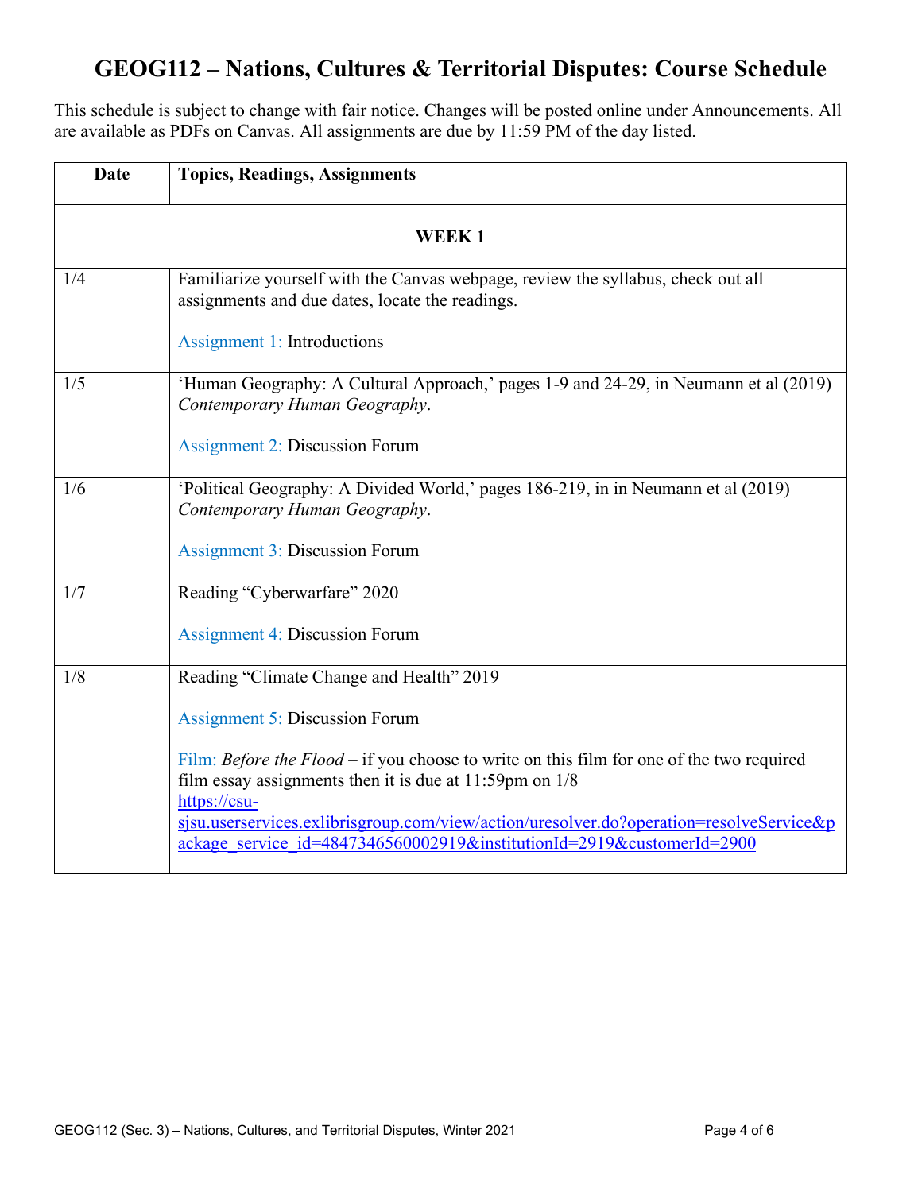# GEOG112 – Nations, Cultures & Territorial Disputes: Course Schedule

This schedule is subject to change with fair notice. Changes will be posted online under Announcements. All are available as PDFs on Canvas. All assignments are due by 11:59 PM of the day listed.

| Date | Topics, Readings, Assignments |
|---|---|
| **WEEK 1** | |
| 1/4 | Familiarize yourself with the Canvas webpage, review the syllabus, check out all assignments and due dates, locate the readings.<br><br>Assignment 1: Introductions |
| 1/5 | 'Human Geography: A Cultural Approach,' pages 1-9 and 24-29, in Neumann et al (2019) *Contemporary Human Geography*.<br><br>Assignment 2: Discussion Forum |
| 1/6 | 'Political Geography: A Divided World,' pages 186-219, in in Neumann et al (2019) *Contemporary Human Geography*.<br><br>Assignment 3: Discussion Forum |
| 1/7 | Reading "Cyberwarfare" 2020<br><br>Assignment 4: Discussion Forum |
| 1/8 | Reading "Climate Change and Health" 2019<br><br>Assignment 5: Discussion Forum<br><br>Film: *Before the Flood* – if you choose to write on this film for one of the two required film essay assignments then it is due at 11:59pm on 1/8<br>https://csu-sjsu.userservices.exlibrisgroup.com/view/action/uresolver.do?operation=resolveService&package_service_id=4847346560002919&institutionId=2919&customerId=2900 |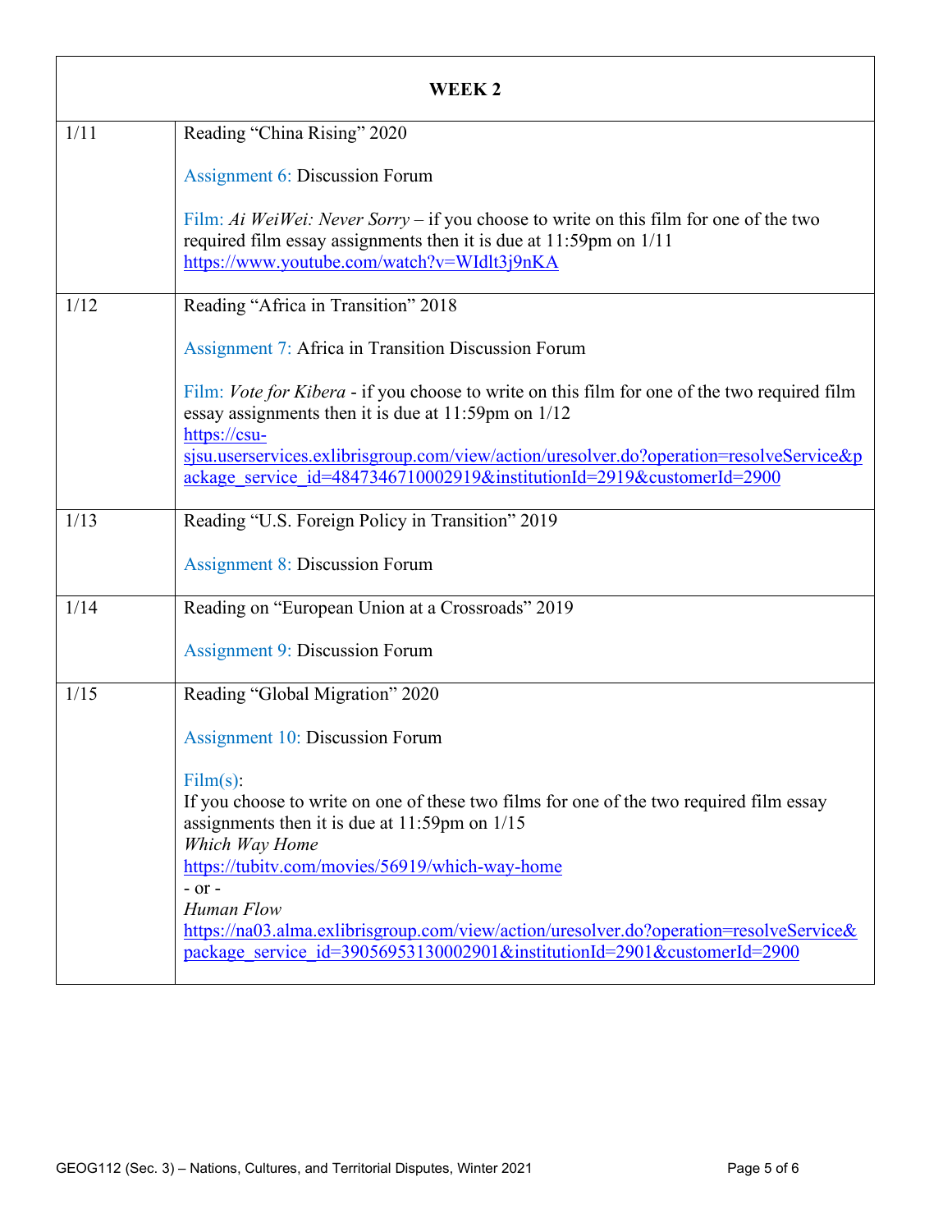| WEEK 2 | |
|---|---|
| 1/11 | Reading "China Rising" 2020<br><br>Assignment 6: Discussion Forum<br><br>Film: *Ai WeiWei: Never Sorry* – if you choose to write on this film for one of the two required film essay assignments then it is due at 11:59pm on 1/11<br>https://www.youtube.com/watch?v=WIdlt3j9nKA |
| 1/12 | Reading "Africa in Transition" 2018<br><br>Assignment 7: Africa in Transition Discussion Forum<br><br>Film: *Vote for Kibera* - if you choose to write on this film for one of the two required film essay assignments then it is due at 11:59pm on 1/12<br>https://csu-sjsu.userservices.exlibrisgroup.com/view/action/uresolver.do?operation=resolveService&package_service_id=4847346710002919&institutionId=2919&customerId=2900 |
| 1/13 | Reading "U.S. Foreign Policy in Transition" 2019<br><br>Assignment 8: Discussion Forum |
| 1/14 | Reading on "European Union at a Crossroads" 2019<br><br>Assignment 9: Discussion Forum |
| 1/15 | Reading "Global Migration" 2020<br><br>Assignment 10: Discussion Forum<br><br>Film(s):<br>If you choose to write on one of these two films for one of the two required film essay assignments then it is due at 11:59pm on 1/15<br>*Which Way Home*<br>https://tubitv.com/movies/56919/which-way-home<br>- or -<br>*Human Flow*<br>https://na03.alma.exlibrisgroup.com/view/action/uresolver.do?operation=resolveService&package_service_id=39056953130002901&institutionId=2901&customerId=2900 |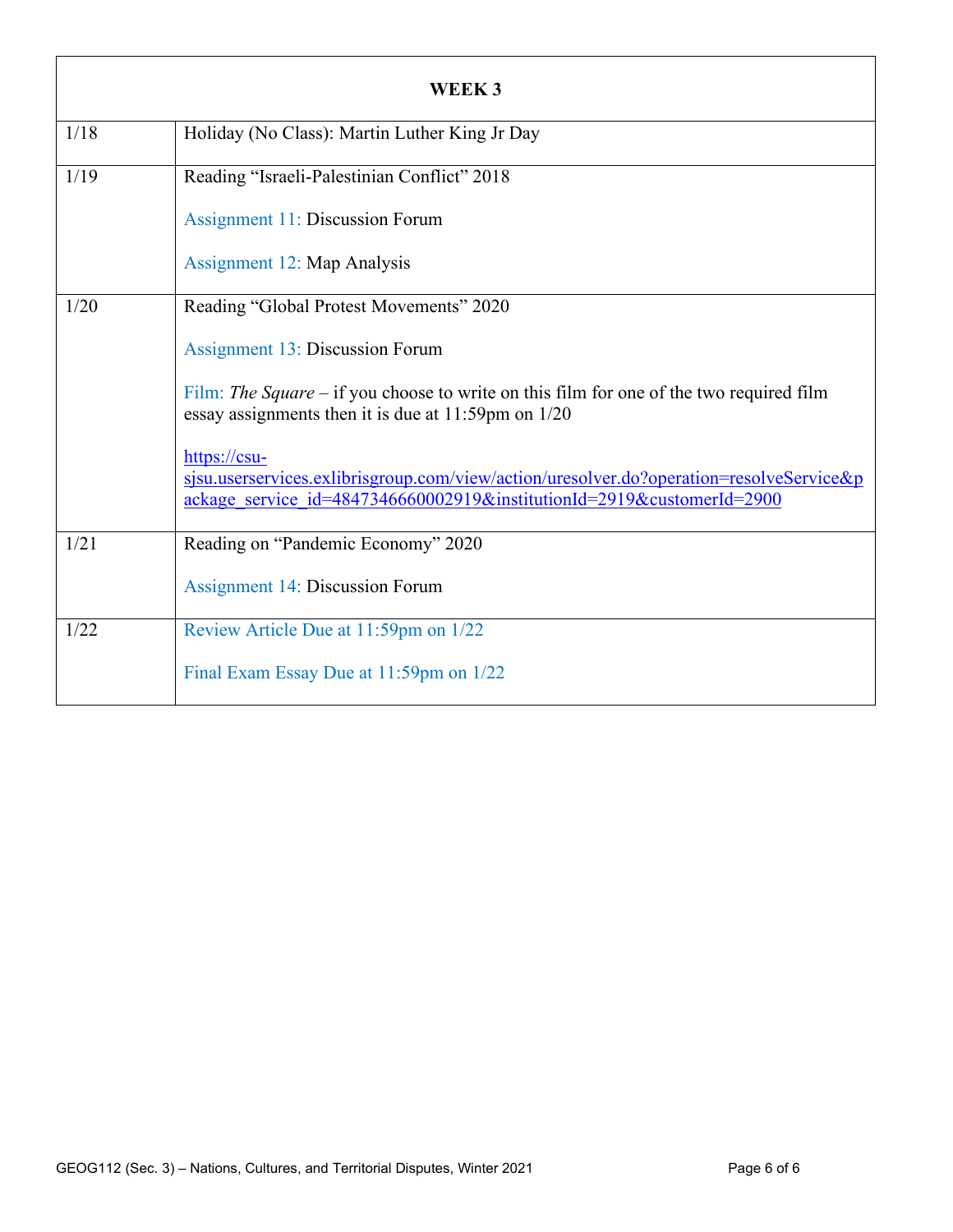| WEEK 3 | |
|---|---|
| 1/18 | Holiday (No Class): Martin Luther King Jr Day |
| 1/19 | Reading "Israeli-Palestinian Conflict" 2018<br><br>Assignment 11: Discussion Forum<br><br>Assignment 12: Map Analysis |
| 1/20 | Reading "Global Protest Movements" 2020<br><br>Assignment 13: Discussion Forum<br><br>Film: *The Square* – if you choose to write on this film for one of the two required film essay assignments then it is due at 11:59pm on 1/20<br><br>https://csu-sjsu.userservices.exlibrisgroup.com/view/action/uresolver.do?operation=resolveService&package_service_id=4847346660002919&institutionId=2919&customerId=2900 |
| 1/21 | Reading on "Pandemic Economy" 2020<br><br>Assignment 14: Discussion Forum |
| 1/22 | Review Article Due at 11:59pm on 1/22<br><br>Final Exam Essay Due at 11:59pm on 1/22 |